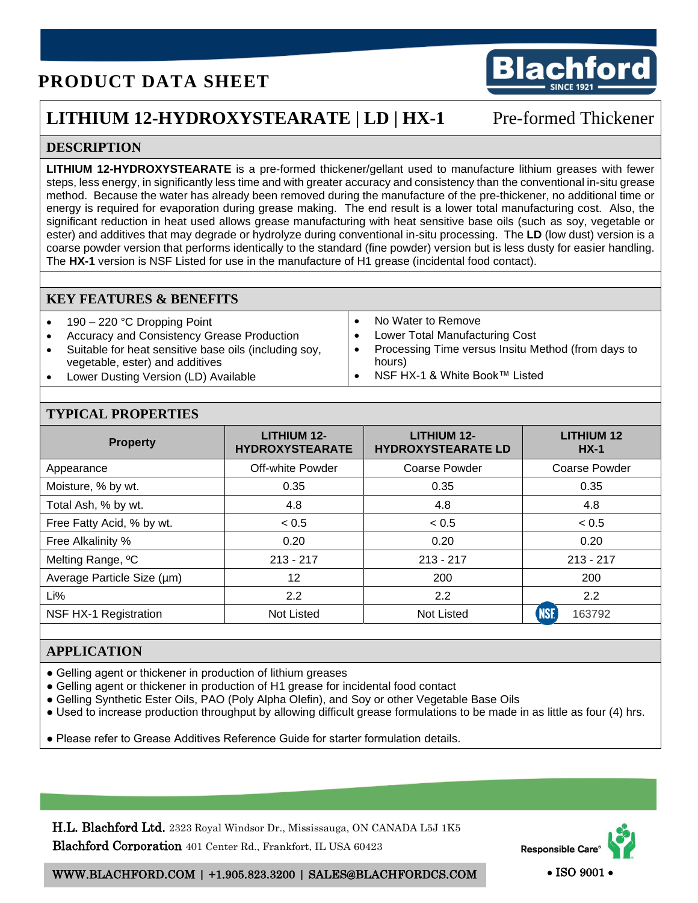# PRODUCT DATA SHEET

## LITHIUM 12-HYDROXYSTEARATE | LD | HX-1 — Pre-formed Thickener

### DESCRIPTION

**LITHIUM 12-HYDROXYSTEARATE** is a pre-formed thickener/gellant used to manufacture lithium greases with fewer steps, less energy, in significantly less time and with greater accuracy and consistency than the conventional in-situ grease method. Because the water has already been removed during the manufacture of the pre-thickener, no additional time or energy is required for evaporation during grease making. The end result is a lower total manufacturing cost. Also, the significant reduction in heat used allows grease manufacturing with heat sensitive base oils (such as soy, vegetable or ester) and additives that may degrade or hydrolyze during conventional in-situ processing. The **LD** (low dust) version is a coarse powder version that performs identically to the standard (fine powder) version but is less dusty for easier handling. The **HX-1** version is NSF Listed for use in the manufacture of H1 grease (incidental food contact).

### KEY FEATURES & BENEFITS

- 190 – 220 °C Dropping Point
- Accuracy and Consistency Grease Production
- Suitable for heat sensitive base oils (including soy, vegetable, ester) and additives
- Lower Dusting Version (LD) Available
- No Water to Remove
- Lower Total Manufacturing Cost
- Processing Time versus Insitu Method (from days to hours)
- NSF HX-1 & White Book™ Listed

### TYPICAL PROPERTIES

| Property | LITHIUM 12-HYDROXYSTEARATE | LITHIUM 12-HYDROXYSTEARATE LD | LITHIUM 12 HX-1 |
|---|---|---|---|
| Appearance | Off-white Powder | Coarse Powder | Coarse Powder |
| Moisture, % by wt. | 0.35 | 0.35 | 0.35 |
| Total Ash, % by wt. | 4.8 | 4.8 | 4.8 |
| Free Fatty Acid, % by wt. | < 0.5 | < 0.5 | < 0.5 |
| Free Alkalinity % | 0.20 | 0.20 | 0.20 |
| Melting Range, ºC | 213 - 217 | 213 - 217 | 213 - 217 |
| Average Particle Size (µm) | 12 | 200 | 200 |
| Li% | 2.2 | 2.2 | 2.2 |
| NSF HX-1 Registration | Not Listed | Not Listed | NSF 163792 |

### APPLICATION

- Gelling agent or thickener in production of lithium greases
- Gelling agent or thickener in production of H1 grease for incidental food contact
- Gelling Synthetic Ester Oils, PAO (Poly Alpha Olefin), and Soy or other Vegetable Base Oils
- Used to increase production throughput by allowing difficult grease formulations to be made in as little as four (4) hrs.

- Please refer to Grease Additives Reference Guide for starter formulation details.

**H.L. Blachford Ltd.** 2323 Royal Windsor Dr., Mississauga, ON CANADA L5J 1K5
**Blachford Corporation** 401 Center Rd., Frankfort, IL USA 60423

WWW.BLACHFORD.COM | +1.905.823.3200 | SALES@BLACHFORDCS.COM

Responsible Care® • ISO 9001 •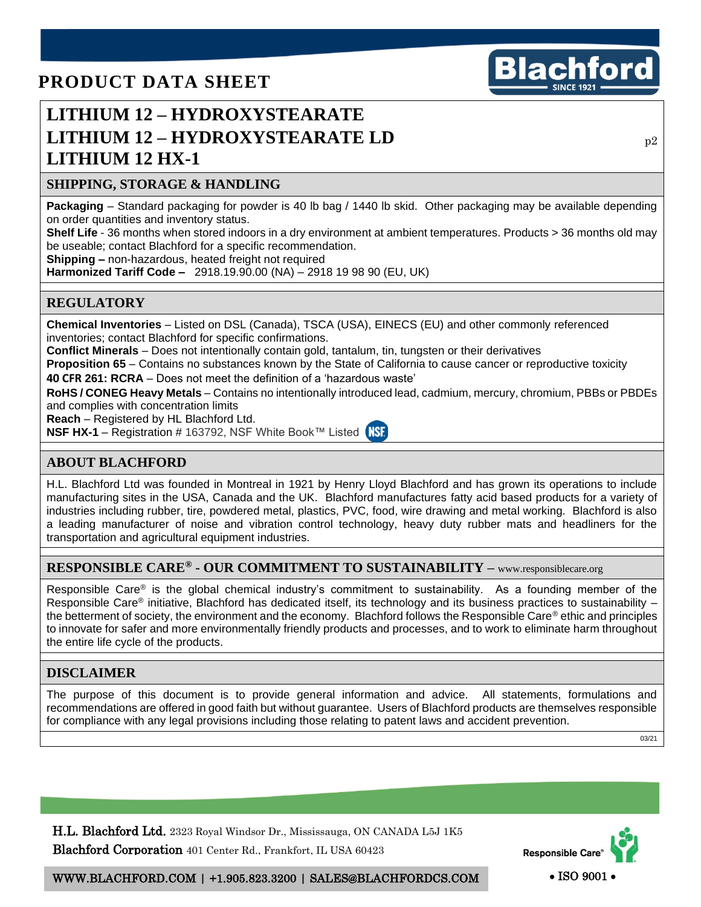# PRODUCT DATA SHEET

# LITHIUM 12 – HYDROXYSTEARATE
# LITHIUM 12 – HYDROXYSTEARATE LD
# LITHIUM 12 HX-1

## SHIPPING, STORAGE & HANDLING

**Packaging** – Standard packaging for powder is 40 lb bag / 1440 lb skid. Other packaging may be available depending on order quantities and inventory status.
**Shelf Life** - 36 months when stored indoors in a dry environment at ambient temperatures. Products > 36 months old may be useable; contact Blachford for a specific recommendation.
**Shipping –** non-hazardous, heated freight not required
**Harmonized Tariff Code –** 2918.19.90.00 (NA) – 2918 19 98 90 (EU, UK)

## REGULATORY

**Chemical Inventories** – Listed on DSL (Canada), TSCA (USA), EINECS (EU) and other commonly referenced inventories; contact Blachford for specific confirmations.
**Conflict Minerals** – Does not intentionally contain gold, tantalum, tin, tungsten or their derivatives
**Proposition 65** – Contains no substances known by the State of California to cause cancer or reproductive toxicity
**40 CFR 261: RCRA** – Does not meet the definition of a 'hazardous waste'
**RoHS / CONEG Heavy Metals** – Contains no intentionally introduced lead, cadmium, mercury, chromium, PBBs or PBDEs and complies with concentration limits
**Reach** – Registered by HL Blachford Ltd.
**NSF HX-1** – Registration # 163792, NSF White Book™ Listed

## ABOUT BLACHFORD

H.L. Blachford Ltd was founded in Montreal in 1921 by Henry Lloyd Blachford and has grown its operations to include manufacturing sites in the USA, Canada and the UK. Blachford manufactures fatty acid based products for a variety of industries including rubber, tire, powdered metal, plastics, PVC, food, wire drawing and metal working. Blachford is also a leading manufacturer of noise and vibration control technology, heavy duty rubber mats and headliners for the transportation and agricultural equipment industries.

## RESPONSIBLE CARE® - OUR COMMITMENT TO SUSTAINABILITY – www.responsiblecare.org

Responsible Care® is the global chemical industry's commitment to sustainability. As a founding member of the Responsible Care® initiative, Blachford has dedicated itself, its technology and its business practices to sustainability – the betterment of society, the environment and the economy. Blachford follows the Responsible Care® ethic and principles to innovate for safer and more environmentally friendly products and processes, and to work to eliminate harm throughout the entire life cycle of the products.

## DISCLAIMER

The purpose of this document is to provide general information and advice. All statements, formulations and recommendations are offered in good faith but without guarantee. Users of Blachford products are themselves responsible for compliance with any legal provisions including those relating to patent laws and accident prevention.

03/21

**H.L. Blachford Ltd.** 2323 Royal Windsor Dr., Mississauga, ON CANADA L5J 1K5
**Blachford Corporation** 401 Center Rd., Frankfort, IL USA 60423

WWW.BLACHFORD.COM | +1.905.823.3200 | SALES@BLACHFORDCS.COM

Responsible Care®

• ISO 9001 •